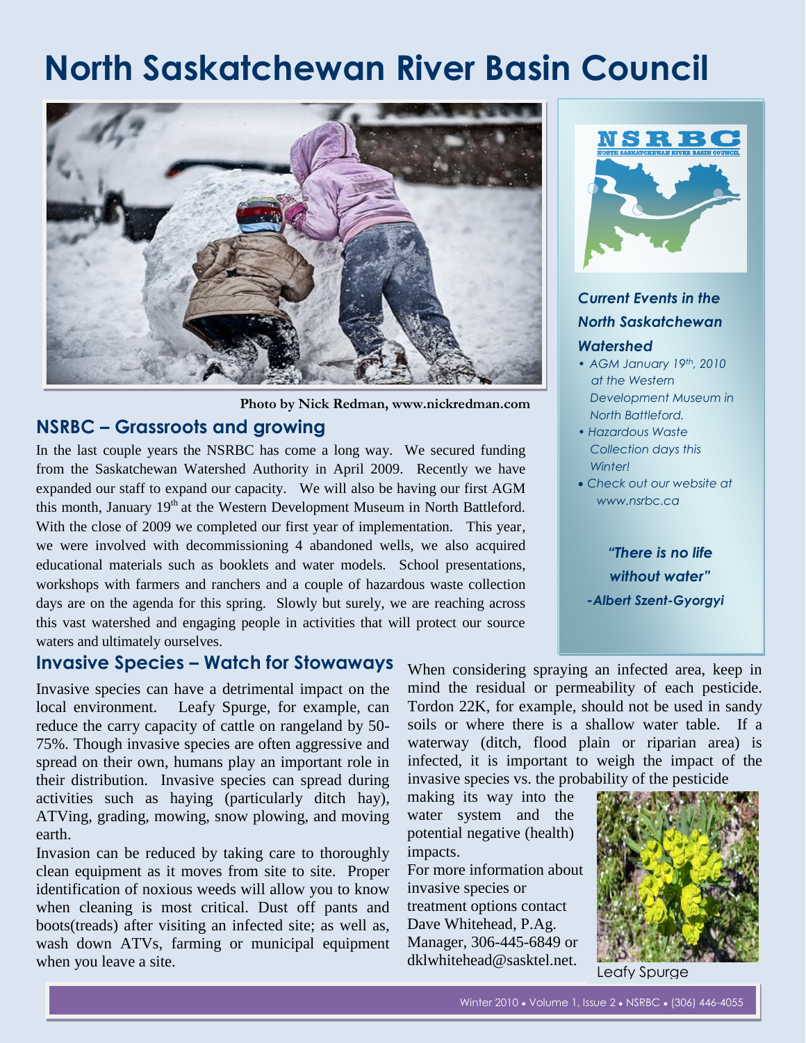# North Saskatchewan River Basin Council

Photo by Nick Redman, www.nickredman.com

## NSRBC – Grassroots and growing

In the last couple years the NSRBC has come a long way. We secured funding from the Saskatchewan Watershed Authority in April 2009. Recently we have expanded our staff to expand our capacity. We will also be having our first AGM this month, January 19th at the Western Development Museum in North Battleford. With the close of 2009 we completed our first year of implementation. This year, we were involved with decommissioning 4 abandoned wells, we also acquired educational materials such as booklets and water models. School presentations, workshops with farmers and ranchers and a couple of hazardous waste collection days are on the agenda for this spring. Slowly but surely, we are reaching across this vast watershed and engaging people in activities that will protect our source waters and ultimately ourselves.

### *Current Events in the North Saskatchewan Watershed*

- *AGM January 19th, 2010 at the Western Development Museum in North Battleford.*
- *Hazardous Waste Collection days this Winter!*
- *Check out our website at www.nsrbc.ca*

***"There is no life without water"***
***-Albert Szent-Gyorgyi***

## Invasive Species – Watch for Stowaways

Invasive species can have a detrimental impact on the local environment. Leafy Spurge, for example, can reduce the carry capacity of cattle on rangeland by 50-75%. Though invasive species are often aggressive and spread on their own, humans play an important role in their distribution. Invasive species can spread during activities such as haying (particularly ditch hay), ATVing, grading, mowing, snow plowing, and moving earth.

Invasion can be reduced by taking care to thoroughly clean equipment as it moves from site to site. Proper identification of noxious weeds will allow you to know when cleaning is most critical. Dust off pants and boots(treads) after visiting an infected site; as well as, wash down ATVs, farming or municipal equipment when you leave a site.

When considering spraying an infected area, keep in mind the residual or permeability of each pesticide. Tordon 22K, for example, should not be used in sandy soils or where there is a shallow water table. If a waterway (ditch, flood plain or riparian area) is infected, it is important to weigh the impact of the invasive species vs. the probability of the pesticide making its way into the water system and the potential negative (health) impacts.

For more information about invasive species or treatment options contact Dave Whitehead, P.Ag. Manager, 306-445-6849 or dklwhitehead@sasktel.net.

Leafy Spurge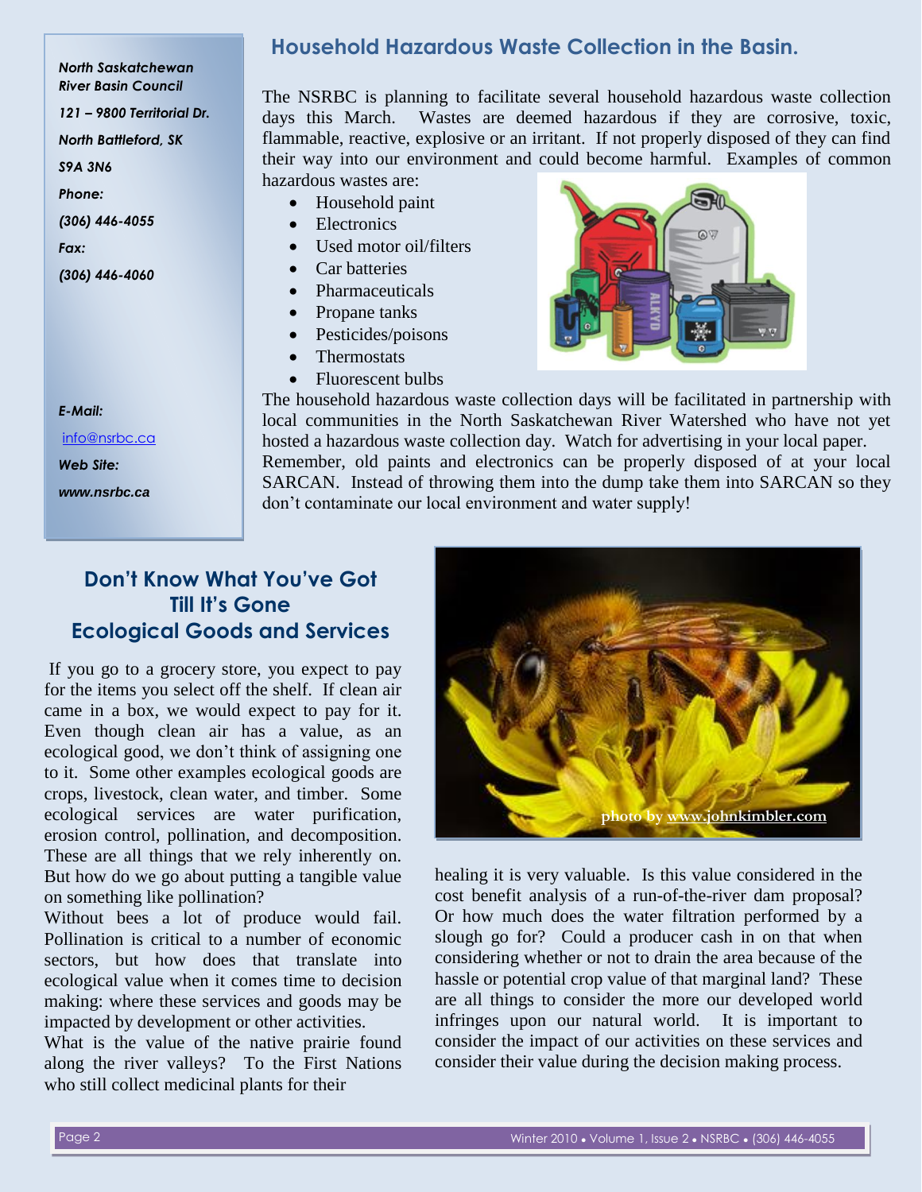*North Saskatchewan River Basin Council*

*121 – 9800 Territorial Dr.*

*North Battleford, SK*

*S9A 3N6*

*Phone:*

*(306) 446-4055*

*Fax:*

*(306) 446-4060*

*E-Mail:*

info@nsrbc.ca

*Web Site:*

*www.nsrbc.ca*

## Household Hazardous Waste Collection in the Basin.

The NSRBC is planning to facilitate several household hazardous waste collection days this March. Wastes are deemed hazardous if they are corrosive, toxic, flammable, reactive, explosive or an irritant. If not properly disposed of they can find their way into our environment and could become harmful. Examples of common hazardous wastes are:

- Household paint
- Electronics
- Used motor oil/filters
- Car batteries
- Pharmaceuticals
- Propane tanks
- Pesticides/poisons
- Thermostats
- Fluorescent bulbs

The household hazardous waste collection days will be facilitated in partnership with local communities in the North Saskatchewan River Watershed who have not yet hosted a hazardous waste collection day. Watch for advertising in your local paper.

Remember, old paints and electronics can be properly disposed of at your local SARCAN. Instead of throwing them into the dump take them into SARCAN so they don't contaminate our local environment and water supply!

## Don't Know What You've Got Till It's Gone Ecological Goods and Services

If you go to a grocery store, you expect to pay for the items you select off the shelf. If clean air came in a box, we would expect to pay for it. Even though clean air has a value, as an ecological good, we don't think of assigning one to it. Some other examples ecological goods are crops, livestock, clean water, and timber. Some ecological services are water purification, erosion control, pollination, and decomposition. These are all things that we rely inherently on. But how do we go about putting a tangible value on something like pollination?

Without bees a lot of produce would fail. Pollination is critical to a number of economic sectors, but how does that translate into ecological value when it comes time to decision making: where these services and goods may be impacted by development or other activities.

What is the value of the native prairie found along the river valleys? To the First Nations who still collect medicinal plants for their healing it is very valuable. Is this value considered in the cost benefit analysis of a run-of-the-river dam proposal? Or how much does the water filtration performed by a slough go for? Could a producer cash in on that when considering whether or not to drain the area because of the hassle or potential crop value of that marginal land? These are all things to consider the more our developed world infringes upon our natural world. It is important to consider the impact of our activities on these services and consider their value during the decision making process.

photo by www.johnkimbler.com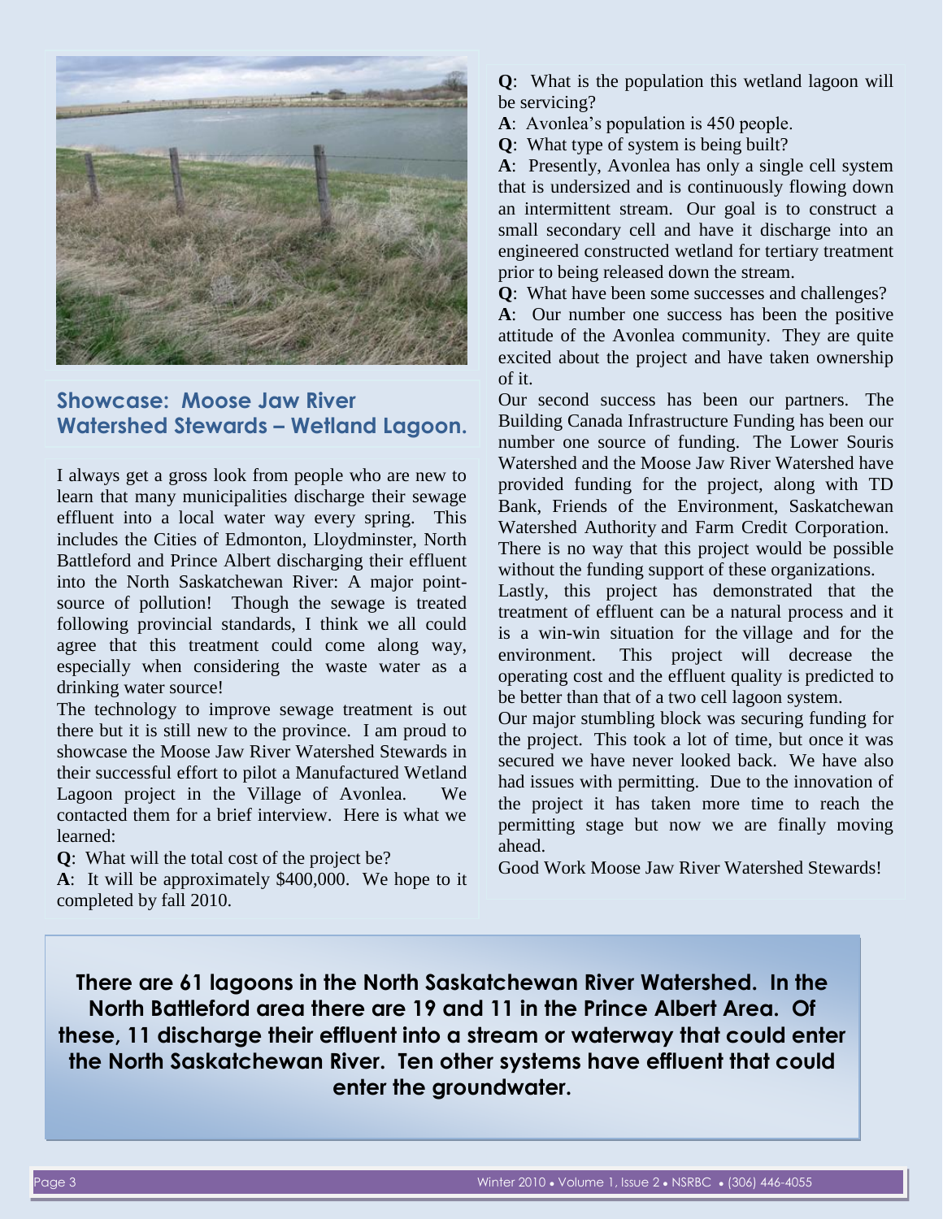## Showcase: Moose Jaw River Watershed Stewards – Wetland Lagoon.

I always get a gross look from people who are new to learn that many municipalities discharge their sewage effluent into a local water way every spring. This includes the Cities of Edmonton, Lloydminster, North Battleford and Prince Albert discharging their effluent into the North Saskatchewan River: A major point-source of pollution! Though the sewage is treated following provincial standards, I think we all could agree that this treatment could come along way, especially when considering the waste water as a drinking water source!

The technology to improve sewage treatment is out there but it is still new to the province. I am proud to showcase the Moose Jaw River Watershed Stewards in their successful effort to pilot a Manufactured Wetland Lagoon project in the Village of Avonlea. We contacted them for a brief interview. Here is what we learned:

**Q**: What will the total cost of the project be?

**A**: It will be approximately $400,000. We hope to it completed by fall 2010.

**Q**: What is the population this wetland lagoon will be servicing?

**A**: Avonlea's population is 450 people.

**Q**: What type of system is being built?

**A**: Presently, Avonlea has only a single cell system that is undersized and is continuously flowing down an intermittent stream. Our goal is to construct a small secondary cell and have it discharge into an engineered constructed wetland for tertiary treatment prior to being released down the stream.

**Q**: What have been some successes and challenges?

**A**: Our number one success has been the positive attitude of the Avonlea community. They are quite excited about the project and have taken ownership of it.

Our second success has been our partners. The Building Canada Infrastructure Funding has been our number one source of funding. The Lower Souris Watershed and the Moose Jaw River Watershed have provided funding for the project, along with TD Bank, Friends of the Environment, Saskatchewan Watershed Authority and Farm Credit Corporation. There is no way that this project would be possible without the funding support of these organizations.

Lastly, this project has demonstrated that the treatment of effluent can be a natural process and it is a win-win situation for the village and for the environment. This project will decrease the operating cost and the effluent quality is predicted to be better than that of a two cell lagoon system.

Our major stumbling block was securing funding for the project. This took a lot of time, but once it was secured we have never looked back. We have also had issues with permitting. Due to the innovation of the project it has taken more time to reach the permitting stage but now we are finally moving ahead.

Good Work Moose Jaw River Watershed Stewards!

**There are 61 lagoons in the North Saskatchewan River Watershed. In the North Battleford area there are 19 and 11 in the Prince Albert Area. Of these, 11 discharge their effluent into a stream or waterway that could enter the North Saskatchewan River. Ten other systems have effluent that could enter the groundwater.**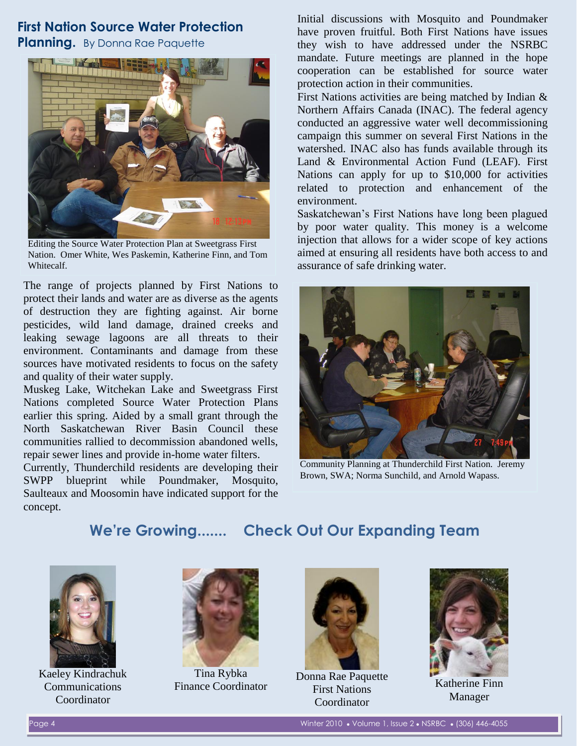## First Nation Source Water Protection Planning. By Donna Rae Paquette

Editing the Source Water Protection Plan at Sweetgrass First Nation. Omer White, Wes Paskemin, Katherine Finn, and Tom Whitecalf.

The range of projects planned by First Nations to protect their lands and water are as diverse as the agents of destruction they are fighting against. Air borne pesticides, wild land damage, drained creeks and leaking sewage lagoons are all threats to their environment. Contaminants and damage from these sources have motivated residents to focus on the safety and quality of their water supply.

Muskeg Lake, Witchekan Lake and Sweetgrass First Nations completed Source Water Protection Plans earlier this spring. Aided by a small grant through the North Saskatchewan River Basin Council these communities rallied to decommission abandoned wells, repair sewer lines and provide in-home water filters.

Currently, Thunderchild residents are developing their SWPP blueprint while Poundmaker, Mosquito, Saulteaux and Moosomin have indicated support for the concept.

Initial discussions with Mosquito and Poundmaker have proven fruitful. Both First Nations have issues they wish to have addressed under the NSRBC mandate. Future meetings are planned in the hope cooperation can be established for source water protection action in their communities.

First Nations activities are being matched by Indian & Northern Affairs Canada (INAC). The federal agency conducted an aggressive water well decommissioning campaign this summer on several First Nations in the watershed. INAC also has funds available through its Land & Environmental Action Fund (LEAF). First Nations can apply for up to $10,000 for activities related to protection and enhancement of the environment.

Saskatchewan's First Nations have long been plagued by poor water quality. This money is a welcome injection that allows for a wider scope of key actions aimed at ensuring all residents have both access to and assurance of safe drinking water.

Community Planning at Thunderchild First Nation. Jeremy Brown, SWA; Norma Sunchild, and Arnold Wapass.

## We're Growing....... Check Out Our Expanding Team

Kaeley Kindrachuk
Communications Coordinator

Tina Rybka
Finance Coordinator

Donna Rae Paquette
First Nations Coordinator

Katherine Finn
Manager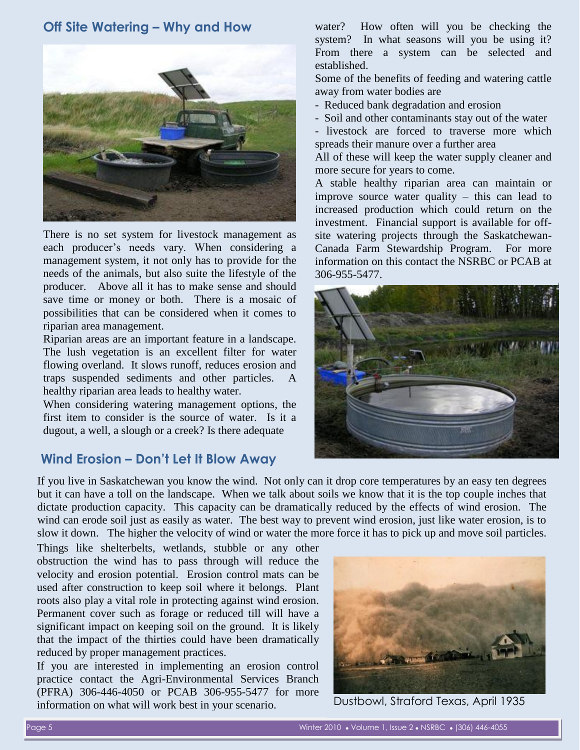## Off Site Watering – Why and How

There is no set system for livestock management as each producer's needs vary. When considering a management system, it not only has to provide for the needs of the animals, but also suite the lifestyle of the producer. Above all it has to make sense and should save time or money or both. There is a mosaic of possibilities that can be considered when it comes to riparian area management.

Riparian areas are an important feature in a landscape. The lush vegetation is an excellent filter for water flowing overland. It slows runoff, reduces erosion and traps suspended sediments and other particles. A healthy riparian area leads to healthy water.

When considering watering management options, the first item to consider is the source of water. Is it a dugout, a well, a slough or a creek? Is there adequate water? How often will you be checking the system? In what seasons will you be using it? From there a system can be selected and established.

Some of the benefits of feeding and watering cattle away from water bodies are

- Reduced bank degradation and erosion
- Soil and other contaminants stay out of the water
- livestock are forced to traverse more which spreads their manure over a further area

All of these will keep the water supply cleaner and more secure for years to come.

A stable healthy riparian area can maintain or improve source water quality – this can lead to increased production which could return on the investment. Financial support is available for off-site watering projects through the Saskatchewan-Canada Farm Stewardship Program. For more information on this contact the NSRBC or PCAB at 306-955-5477.

## Wind Erosion – Don't Let It Blow Away

If you live in Saskatchewan you know the wind. Not only can it drop core temperatures by an easy ten degrees but it can have a toll on the landscape. When we talk about soils we know that it is the top couple inches that dictate production capacity. This capacity can be dramatically reduced by the effects of wind erosion. The wind can erode soil just as easily as water. The best way to prevent wind erosion, just like water erosion, is to slow it down. The higher the velocity of wind or water the more force it has to pick up and move soil particles.

Things like shelterbelts, wetlands, stubble or any other obstruction the wind has to pass through will reduce the velocity and erosion potential. Erosion control mats can be used after construction to keep soil where it belongs. Plant roots also play a vital role in protecting against wind erosion. Permanent cover such as forage or reduced till will have a significant impact on keeping soil on the ground. It is likely that the impact of the thirties could have been dramatically reduced by proper management practices.

If you are interested in implementing an erosion control practice contact the Agri-Environmental Services Branch (PFRA) 306-446-4050 or PCAB 306-955-5477 for more information on what will work best in your scenario.

Dustbowl, Straford Texas, April 1935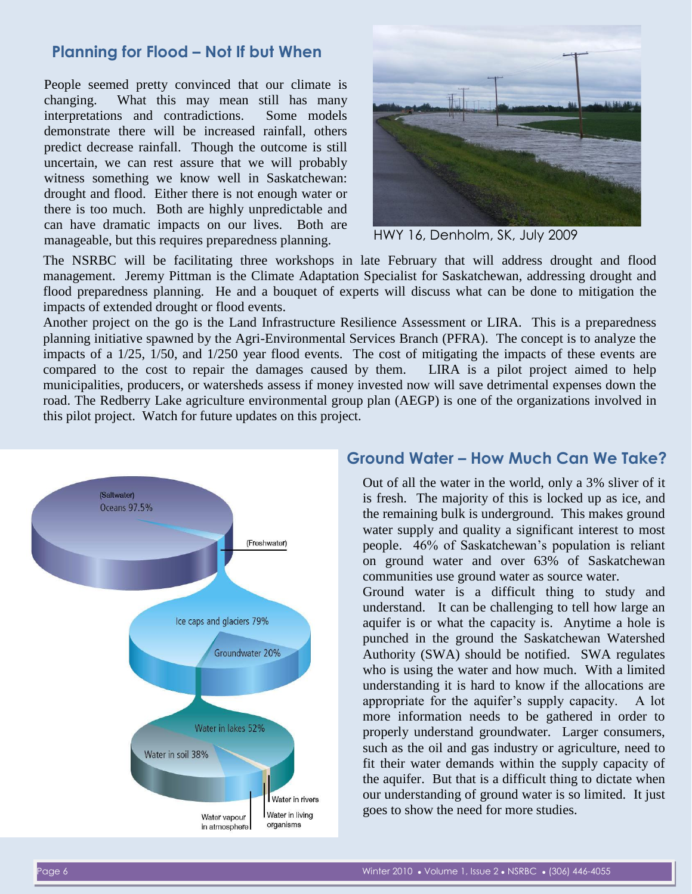## Planning for Flood – Not If but When

People seemed pretty convinced that our climate is changing. What this may mean still has many interpretations and contradictions. Some models demonstrate there will be increased rainfall, others predict decrease rainfall. Though the outcome is still uncertain, we can rest assure that we will probably witness something we know well in Saskatchewan: drought and flood. Either there is not enough water or there is too much. Both are highly unpredictable and can have dramatic impacts on our lives. Both are manageable, but this requires preparedness planning.

HWY 16, Denholm, SK, July 2009

The NSRBC will be facilitating three workshops in late February that will address drought and flood management. Jeremy Pittman is the Climate Adaptation Specialist for Saskatchewan, addressing drought and flood preparedness planning. He and a bouquet of experts will discuss what can be done to mitigation the impacts of extended drought or flood events.

Another project on the go is the Land Infrastructure Resilience Assessment or LIRA. This is a preparedness planning initiative spawned by the Agri-Environmental Services Branch (PFRA). The concept is to analyze the impacts of a 1/25, 1/50, and 1/250 year flood events. The cost of mitigating the impacts of these events are compared to the cost to repair the damages caused by them. LIRA is a pilot project aimed to help municipalities, producers, or watersheds assess if money invested now will save detrimental expenses down the road. The Redberry Lake agriculture environmental group plan (AEGP) is one of the organizations involved in this pilot project. Watch for future updates on this project.

## Ground Water – How Much Can We Take?

(Saltwater)
Oceans 97.5%
(Freshwater)
Ice caps and glaciers 79%
Groundwater 20%
Water in lakes 52%
Water in soil 38%
Water in rivers
Water in living organisms
Water vapour in atmosphere

Out of all the water in the world, only a 3% sliver of it is fresh. The majority of this is locked up as ice, and the remaining bulk is underground. This makes ground water supply and quality a significant interest to most people. 46% of Saskatchewan's population is reliant on ground water and over 63% of Saskatchewan communities use ground water as source water.

Ground water is a difficult thing to study and understand. It can be challenging to tell how large an aquifer is or what the capacity is. Anytime a hole is punched in the ground the Saskatchewan Watershed Authority (SWA) should be notified. SWA regulates who is using the water and how much. With a limited understanding it is hard to know if the allocations are appropriate for the aquifer's supply capacity. A lot more information needs to be gathered in order to properly understand groundwater. Larger consumers, such as the oil and gas industry or agriculture, need to fit their water demands within the supply capacity of the aquifer. But that is a difficult thing to dictate when our understanding of ground water is so limited. It just goes to show the need for more studies.